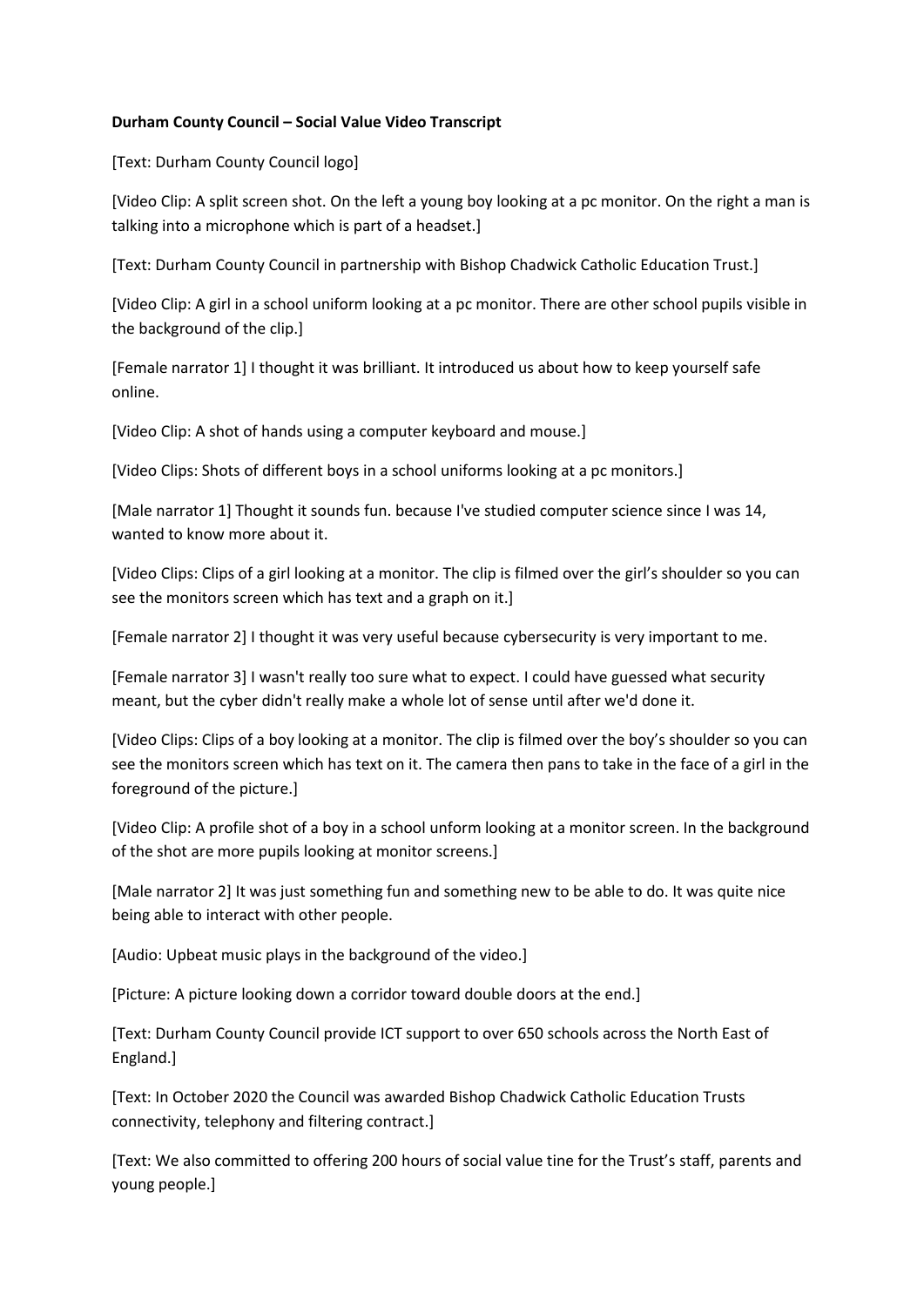**Durham County Council – Social Value Video Transcript**

[Text: Durham County Council logo]

[Video Clip: A split screen shot. On the left a young boy looking at a pc monitor. On the right a man is talking into a microphone which is part of a headset.]

[Text: Durham County Council in partnership with Bishop Chadwick Catholic Education Trust.]

[Video Clip: A girl in a school uniform looking at a pc monitor. There are other school pupils visible in the background of the clip.]

[Female narrator 1] I thought it was brilliant. It introduced us about how to keep yourself safe online.

[Video Clip: A shot of hands using a computer keyboard and mouse.]

[Video Clips: Shots of different boys in a school uniforms looking at a pc monitors.]

[Male narrator 1] Thought it sounds fun. because I've studied computer science since I was 14, wanted to know more about it.

[Video Clips: Clips of a girl looking at a monitor. The clip is filmed over the girl's shoulder so you can see the monitors screen which has text and a graph on it.]

[Female narrator 2] I thought it was very useful because cybersecurity is very important to me.

[Female narrator 3] I wasn't really too sure what to expect. I could have guessed what security meant, but the cyber didn't really make a whole lot of sense until after we'd done it.

[Video Clips: Clips of a boy looking at a monitor. The clip is filmed over the boy's shoulder so you can see the monitors screen which has text on it. The camera then pans to take in the face of a girl in the foreground of the picture.]

[Video Clip: A profile shot of a boy in a school unform looking at a monitor screen. In the background of the shot are more pupils looking at monitor screens.]

[Male narrator 2] It was just something fun and something new to be able to do. It was quite nice being able to interact with other people.

[Audio: Upbeat music plays in the background of the video.]

[Picture: A picture looking down a corridor toward double doors at the end.]

[Text: Durham County Council provide ICT support to over 650 schools across the North East of England.]

[Text: In October 2020 the Council was awarded Bishop Chadwick Catholic Education Trusts connectivity, telephony and filtering contract.]

[Text: We also committed to offering 200 hours of social value tine for the Trust's staff, parents and young people.]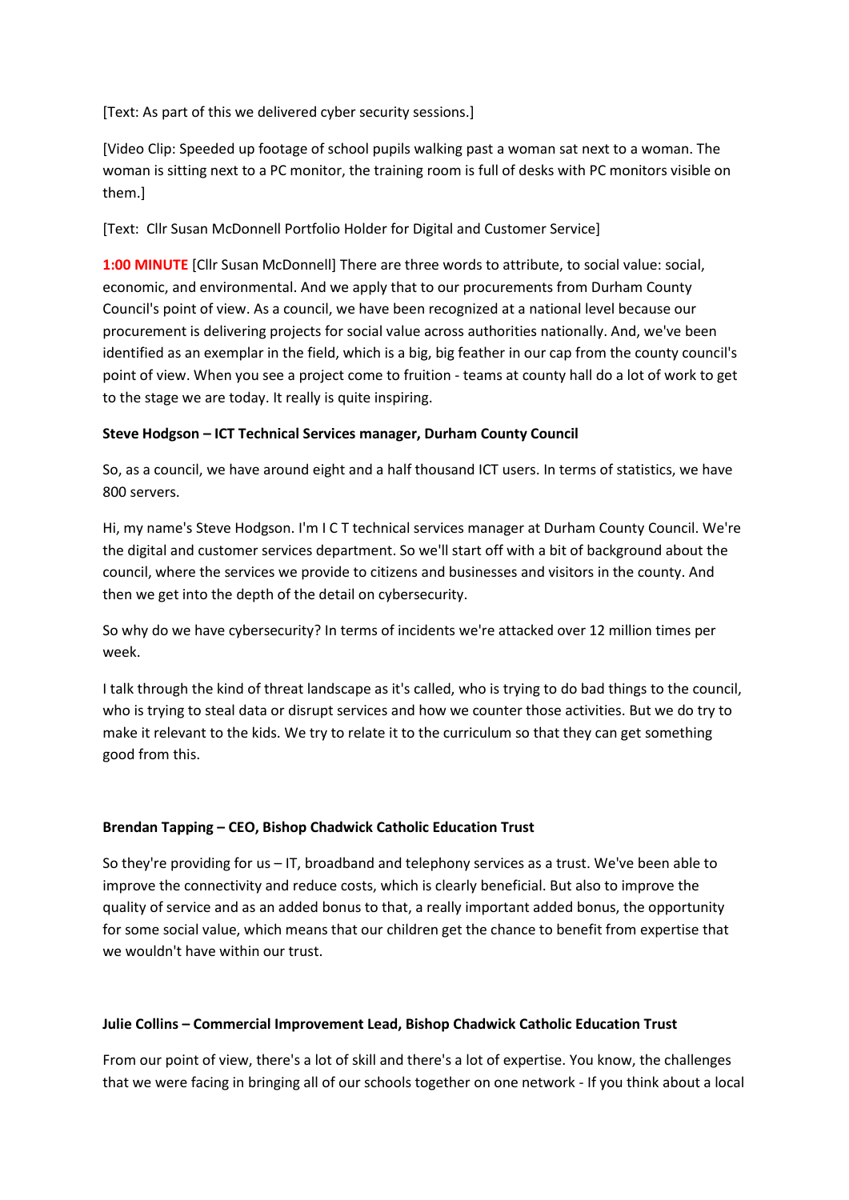[Text: As part of this we delivered cyber security sessions.]

[Video Clip: Speeded up footage of school pupils walking past a woman sat next to a woman. The woman is sitting next to a PC monitor, the training room is full of desks with PC monitors visible on them.]

[Text: Cllr Susan McDonnell Portfolio Holder for Digital and Customer Service]

**1:00 MINUTE** [Cllr Susan McDonnell] There are three words to attribute, to social value: social, economic, and environmental. And we apply that to our procurements from Durham County Council's point of view. As a council, we have been recognized at a national level because our procurement is delivering projects for social value across authorities nationally. And, we've been identified as an exemplar in the field, which is a big, big feather in our cap from the county council's point of view. When you see a project come to fruition - teams at county hall do a lot of work to get to the stage we are today. It really is quite inspiring.

**Steve Hodgson – ICT Technical Services manager, Durham County Council**

So, as a council, we have around eight and a half thousand ICT users. In terms of statistics, we have 800 servers.

Hi, my name's Steve Hodgson. I'm I C T technical services manager at Durham County Council. We're the digital and customer services department. So we'll start off with a bit of background about the council, where the services we provide to citizens and businesses and visitors in the county. And then we get into the depth of the detail on cybersecurity.

So why do we have cybersecurity? In terms of incidents we're attacked over 12 million times per week.

I talk through the kind of threat landscape as it's called, who is trying to do bad things to the council, who is trying to steal data or disrupt services and how we counter those activities. But we do try to make it relevant to the kids. We try to relate it to the curriculum so that they can get something good from this.

**Brendan Tapping – CEO, Bishop Chadwick Catholic Education Trust**

So they're providing for us – IT, broadband and telephony services as a trust. We've been able to improve the connectivity and reduce costs, which is clearly beneficial. But also to improve the quality of service and as an added bonus to that, a really important added bonus, the opportunity for some social value, which means that our children get the chance to benefit from expertise that we wouldn't have within our trust.

**Julie Collins – Commercial Improvement Lead, Bishop Chadwick Catholic Education Trust**

From our point of view, there's a lot of skill and there's a lot of expertise. You know, the challenges that we were facing in bringing all of our schools together on one network - If you think about a local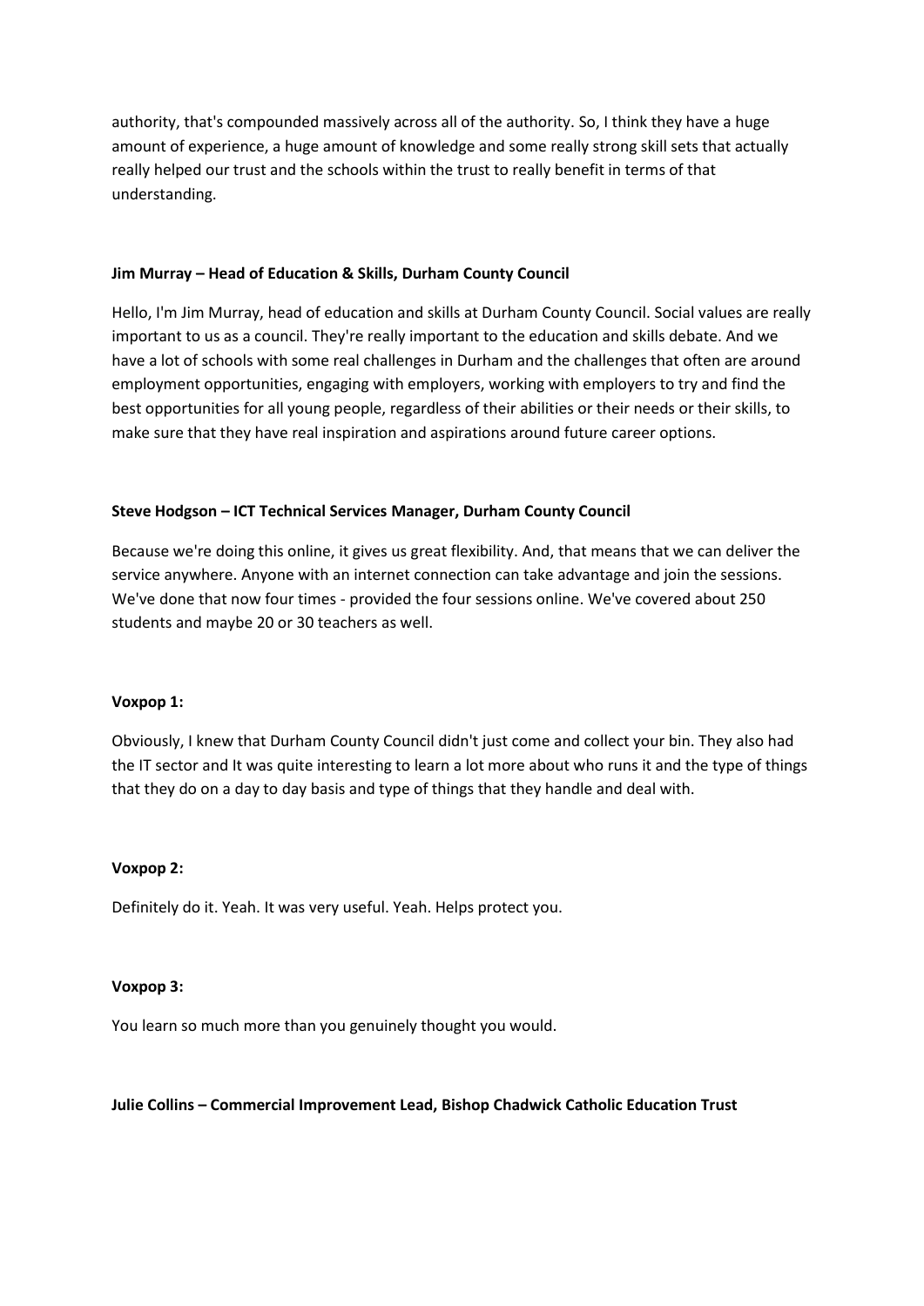authority, that's compounded massively across all of the authority. So, I think they have a huge amount of experience, a huge amount of knowledge and some really strong skill sets that actually really helped our trust and the schools within the trust to really benefit in terms of that understanding.

**Jim Murray – Head of Education & Skills, Durham County Council**

Hello, I'm Jim Murray, head of education and skills at Durham County Council. Social values are really important to us as a council. They're really important to the education and skills debate. And we have a lot of schools with some real challenges in Durham and the challenges that often are around employment opportunities, engaging with employers, working with employers to try and find the best opportunities for all young people, regardless of their abilities or their needs or their skills, to make sure that they have real inspiration and aspirations around future career options.

**Steve Hodgson – ICT Technical Services Manager, Durham County Council**

Because we're doing this online, it gives us great flexibility. And, that means that we can deliver the service anywhere. Anyone with an internet connection can take advantage and join the sessions. We've done that now four times - provided the four sessions online. We've covered about 250 students and maybe 20 or 30 teachers as well.

**Voxpop 1:**

Obviously, I knew that Durham County Council didn't just come and collect your bin. They also had the IT sector and It was quite interesting to learn a lot more about who runs it and the type of things that they do on a day to day basis and type of things that they handle and deal with.

**Voxpop 2:**

Definitely do it. Yeah. It was very useful. Yeah. Helps protect you.

**Voxpop 3:**

You learn so much more than you genuinely thought you would.

**Julie Collins – Commercial Improvement Lead, Bishop Chadwick Catholic Education Trust**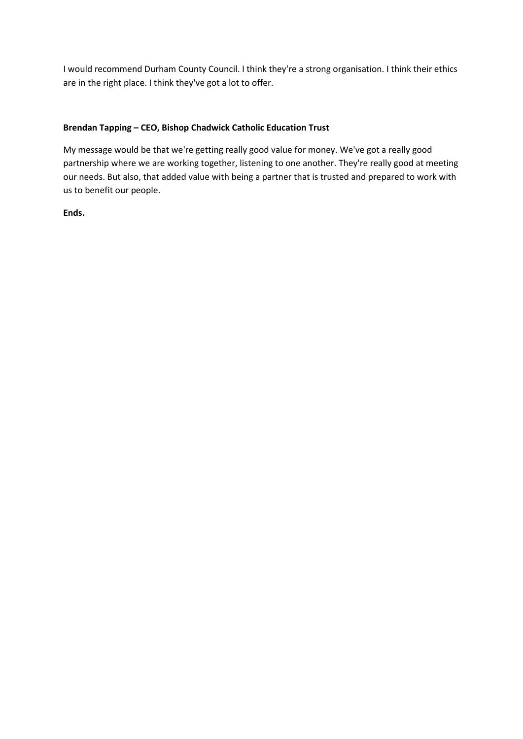I would recommend Durham County Council. I think they're a strong organisation. I think their ethics are in the right place. I think they've got a lot to offer.

**Brendan Tapping – CEO, Bishop Chadwick Catholic Education Trust**

My message would be that we're getting really good value for money. We've got a really good partnership where we are working together, listening to one another. They're really good at meeting our needs. But also, that added value with being a partner that is trusted and prepared to work with us to benefit our people.

**Ends.**